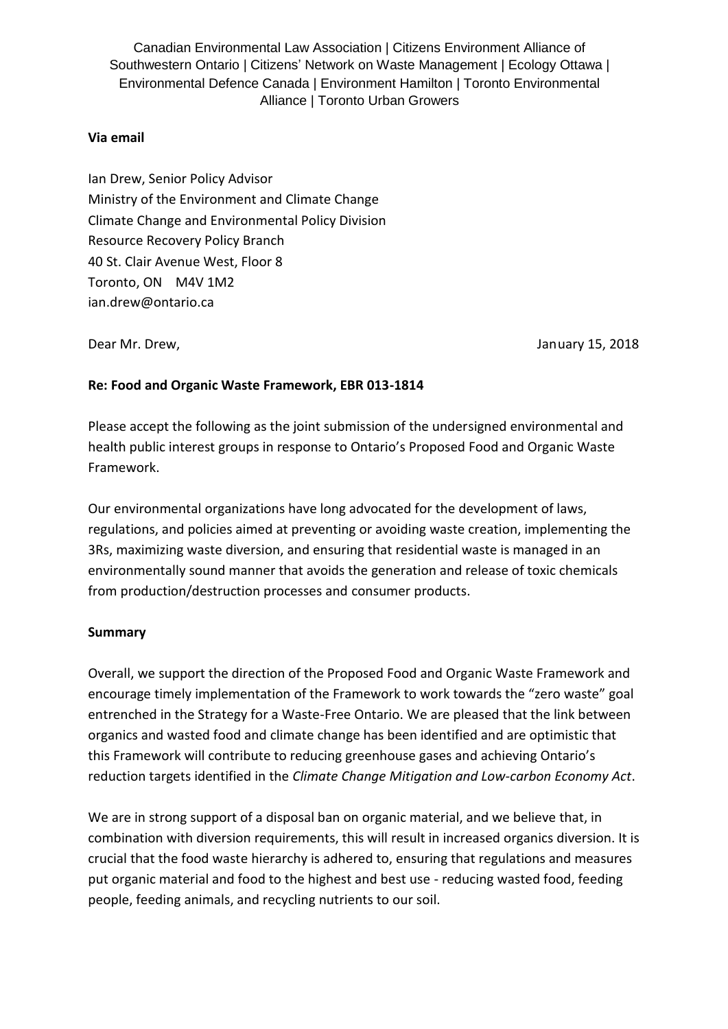Canadian Environmental Law Association | Citizens Environment Alliance of Southwestern Ontario | Citizens' Network on Waste Management | Ecology Ottawa | Environmental Defence Canada | Environment Hamilton | Toronto Environmental Alliance | Toronto Urban Growers

**Via email**

Ian Drew, Senior Policy Advisor
Ministry of the Environment and Climate Change
Climate Change and Environmental Policy Division
Resource Recovery Policy Branch
40 St. Clair Avenue West, Floor 8
Toronto, ON M4V 1M2
ian.drew@ontario.ca

Dear Mr. Drew,

January 15, 2018

**Re: Food and Organic Waste Framework, EBR 013-1814**

Please accept the following as the joint submission of the undersigned environmental and health public interest groups in response to Ontario's Proposed Food and Organic Waste Framework.

Our environmental organizations have long advocated for the development of laws, regulations, and policies aimed at preventing or avoiding waste creation, implementing the 3Rs, maximizing waste diversion, and ensuring that residential waste is managed in an environmentally sound manner that avoids the generation and release of toxic chemicals from production/destruction processes and consumer products.

**Summary**

Overall, we support the direction of the Proposed Food and Organic Waste Framework and encourage timely implementation of the Framework to work towards the "zero waste" goal entrenched in the Strategy for a Waste-Free Ontario. We are pleased that the link between organics and wasted food and climate change has been identified and are optimistic that this Framework will contribute to reducing greenhouse gases and achieving Ontario's reduction targets identified in the *Climate Change Mitigation and Low-carbon Economy Act*.

We are in strong support of a disposal ban on organic material, and we believe that, in combination with diversion requirements, this will result in increased organics diversion. It is crucial that the food waste hierarchy is adhered to, ensuring that regulations and measures put organic material and food to the highest and best use - reducing wasted food, feeding people, feeding animals, and recycling nutrients to our soil.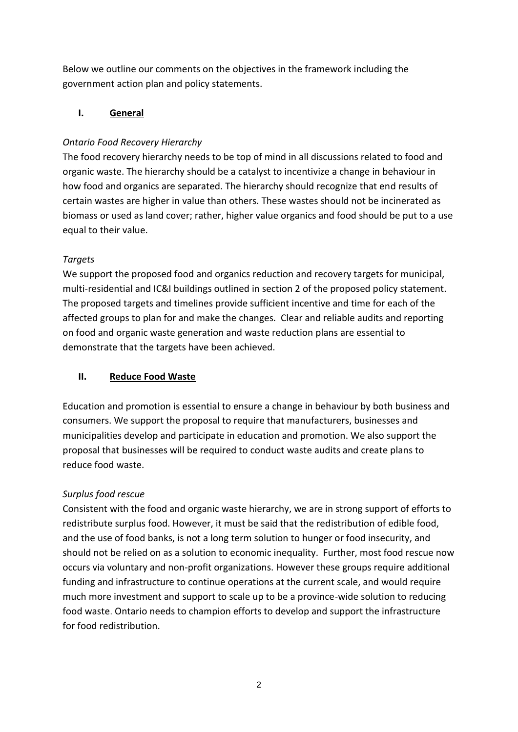Below we outline our comments on the objectives in the framework including the government action plan and policy statements.

## I. General

*Ontario Food Recovery Hierarchy*

The food recovery hierarchy needs to be top of mind in all discussions related to food and organic waste. The hierarchy should be a catalyst to incentivize a change in behaviour in how food and organics are separated. The hierarchy should recognize that end results of certain wastes are higher in value than others. These wastes should not be incinerated as biomass or used as land cover; rather, higher value organics and food should be put to a use equal to their value.

*Targets*

We support the proposed food and organics reduction and recovery targets for municipal, multi-residential and IC&I buildings outlined in section 2 of the proposed policy statement. The proposed targets and timelines provide sufficient incentive and time for each of the affected groups to plan for and make the changes. Clear and reliable audits and reporting on food and organic waste generation and waste reduction plans are essential to demonstrate that the targets have been achieved.

## II. Reduce Food Waste

Education and promotion is essential to ensure a change in behaviour by both business and consumers. We support the proposal to require that manufacturers, businesses and municipalities develop and participate in education and promotion. We also support the proposal that businesses will be required to conduct waste audits and create plans to reduce food waste.

*Surplus food rescue*

Consistent with the food and organic waste hierarchy, we are in strong support of efforts to redistribute surplus food. However, it must be said that the redistribution of edible food, and the use of food banks, is not a long term solution to hunger or food insecurity, and should not be relied on as a solution to economic inequality. Further, most food rescue now occurs via voluntary and non-profit organizations. However these groups require additional funding and infrastructure to continue operations at the current scale, and would require much more investment and support to scale up to be a province-wide solution to reducing food waste. Ontario needs to champion efforts to develop and support the infrastructure for food redistribution.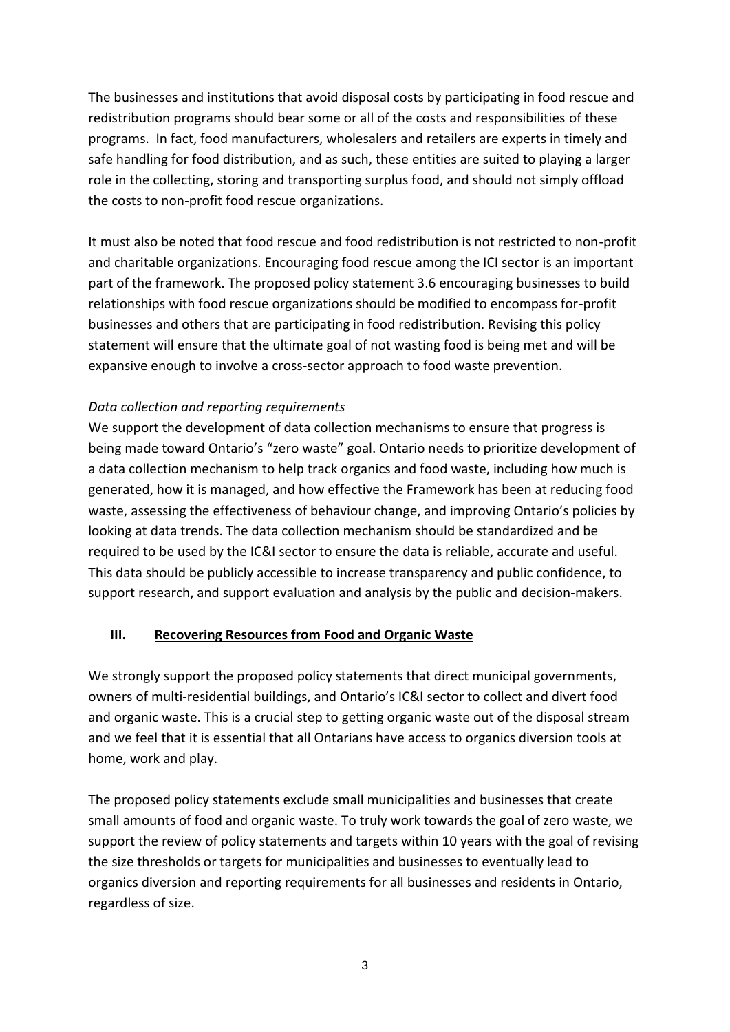The businesses and institutions that avoid disposal costs by participating in food rescue and redistribution programs should bear some or all of the costs and responsibilities of these programs. In fact, food manufacturers, wholesalers and retailers are experts in timely and safe handling for food distribution, and as such, these entities are suited to playing a larger role in the collecting, storing and transporting surplus food, and should not simply offload the costs to non-profit food rescue organizations.

It must also be noted that food rescue and food redistribution is not restricted to non-profit and charitable organizations. Encouraging food rescue among the ICI sector is an important part of the framework. The proposed policy statement 3.6 encouraging businesses to build relationships with food rescue organizations should be modified to encompass for-profit businesses and others that are participating in food redistribution. Revising this policy statement will ensure that the ultimate goal of not wasting food is being met and will be expansive enough to involve a cross-sector approach to food waste prevention.

*Data collection and reporting requirements*

We support the development of data collection mechanisms to ensure that progress is being made toward Ontario's "zero waste" goal. Ontario needs to prioritize development of a data collection mechanism to help track organics and food waste, including how much is generated, how it is managed, and how effective the Framework has been at reducing food waste, assessing the effectiveness of behaviour change, and improving Ontario's policies by looking at data trends. The data collection mechanism should be standardized and be required to be used by the IC&I sector to ensure the data is reliable, accurate and useful. This data should be publicly accessible to increase transparency and public confidence, to support research, and support evaluation and analysis by the public and decision-makers.

## III. Recovering Resources from Food and Organic Waste

We strongly support the proposed policy statements that direct municipal governments, owners of multi-residential buildings, and Ontario's IC&I sector to collect and divert food and organic waste. This is a crucial step to getting organic waste out of the disposal stream and we feel that it is essential that all Ontarians have access to organics diversion tools at home, work and play.

The proposed policy statements exclude small municipalities and businesses that create small amounts of food and organic waste. To truly work towards the goal of zero waste, we support the review of policy statements and targets within 10 years with the goal of revising the size thresholds or targets for municipalities and businesses to eventually lead to organics diversion and reporting requirements for all businesses and residents in Ontario, regardless of size.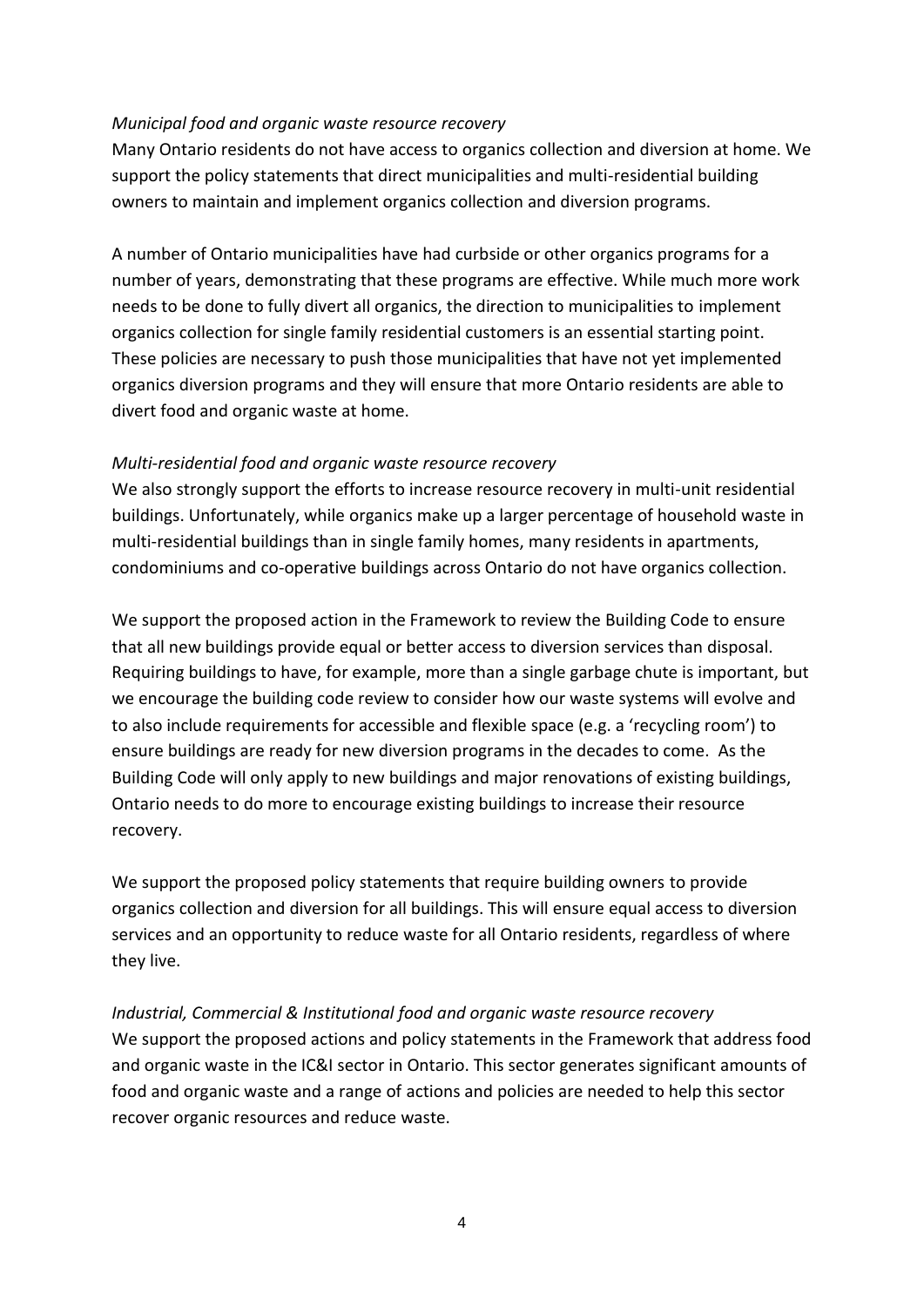*Municipal food and organic waste resource recovery*

Many Ontario residents do not have access to organics collection and diversion at home. We support the policy statements that direct municipalities and multi-residential building owners to maintain and implement organics collection and diversion programs.

A number of Ontario municipalities have had curbside or other organics programs for a number of years, demonstrating that these programs are effective. While much more work needs to be done to fully divert all organics, the direction to municipalities to implement organics collection for single family residential customers is an essential starting point. These policies are necessary to push those municipalities that have not yet implemented organics diversion programs and they will ensure that more Ontario residents are able to divert food and organic waste at home.

*Multi-residential food and organic waste resource recovery*

We also strongly support the efforts to increase resource recovery in multi-unit residential buildings. Unfortunately, while organics make up a larger percentage of household waste in multi-residential buildings than in single family homes, many residents in apartments, condominiums and co-operative buildings across Ontario do not have organics collection.

We support the proposed action in the Framework to review the Building Code to ensure that all new buildings provide equal or better access to diversion services than disposal. Requiring buildings to have, for example, more than a single garbage chute is important, but we encourage the building code review to consider how our waste systems will evolve and to also include requirements for accessible and flexible space (e.g. a 'recycling room') to ensure buildings are ready for new diversion programs in the decades to come. As the Building Code will only apply to new buildings and major renovations of existing buildings, Ontario needs to do more to encourage existing buildings to increase their resource recovery.

We support the proposed policy statements that require building owners to provide organics collection and diversion for all buildings. This will ensure equal access to diversion services and an opportunity to reduce waste for all Ontario residents, regardless of where they live.

*Industrial, Commercial & Institutional food and organic waste resource recovery*

We support the proposed actions and policy statements in the Framework that address food and organic waste in the IC&I sector in Ontario. This sector generates significant amounts of food and organic waste and a range of actions and policies are needed to help this sector recover organic resources and reduce waste.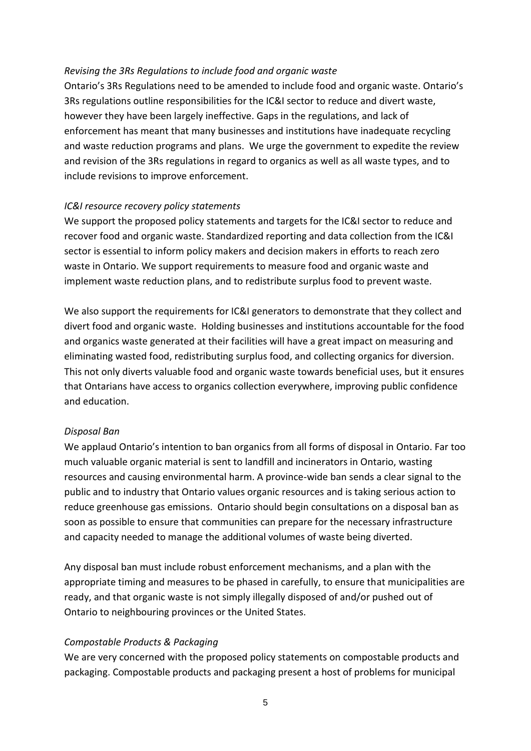*Revising the 3Rs Regulations to include food and organic waste*

Ontario's 3Rs Regulations need to be amended to include food and organic waste. Ontario's 3Rs regulations outline responsibilities for the IC&I sector to reduce and divert waste, however they have been largely ineffective. Gaps in the regulations, and lack of enforcement has meant that many businesses and institutions have inadequate recycling and waste reduction programs and plans. We urge the government to expedite the review and revision of the 3Rs regulations in regard to organics as well as all waste types, and to include revisions to improve enforcement.

*IC&I resource recovery policy statements*

We support the proposed policy statements and targets for the IC&I sector to reduce and recover food and organic waste. Standardized reporting and data collection from the IC&I sector is essential to inform policy makers and decision makers in efforts to reach zero waste in Ontario. We support requirements to measure food and organic waste and implement waste reduction plans, and to redistribute surplus food to prevent waste.

We also support the requirements for IC&I generators to demonstrate that they collect and divert food and organic waste. Holding businesses and institutions accountable for the food and organics waste generated at their facilities will have a great impact on measuring and eliminating wasted food, redistributing surplus food, and collecting organics for diversion. This not only diverts valuable food and organic waste towards beneficial uses, but it ensures that Ontarians have access to organics collection everywhere, improving public confidence and education.

*Disposal Ban*

We applaud Ontario's intention to ban organics from all forms of disposal in Ontario. Far too much valuable organic material is sent to landfill and incinerators in Ontario, wasting resources and causing environmental harm. A province-wide ban sends a clear signal to the public and to industry that Ontario values organic resources and is taking serious action to reduce greenhouse gas emissions. Ontario should begin consultations on a disposal ban as soon as possible to ensure that communities can prepare for the necessary infrastructure and capacity needed to manage the additional volumes of waste being diverted.

Any disposal ban must include robust enforcement mechanisms, and a plan with the appropriate timing and measures to be phased in carefully, to ensure that municipalities are ready, and that organic waste is not simply illegally disposed of and/or pushed out of Ontario to neighbouring provinces or the United States.

*Compostable Products & Packaging*

We are very concerned with the proposed policy statements on compostable products and packaging. Compostable products and packaging present a host of problems for municipal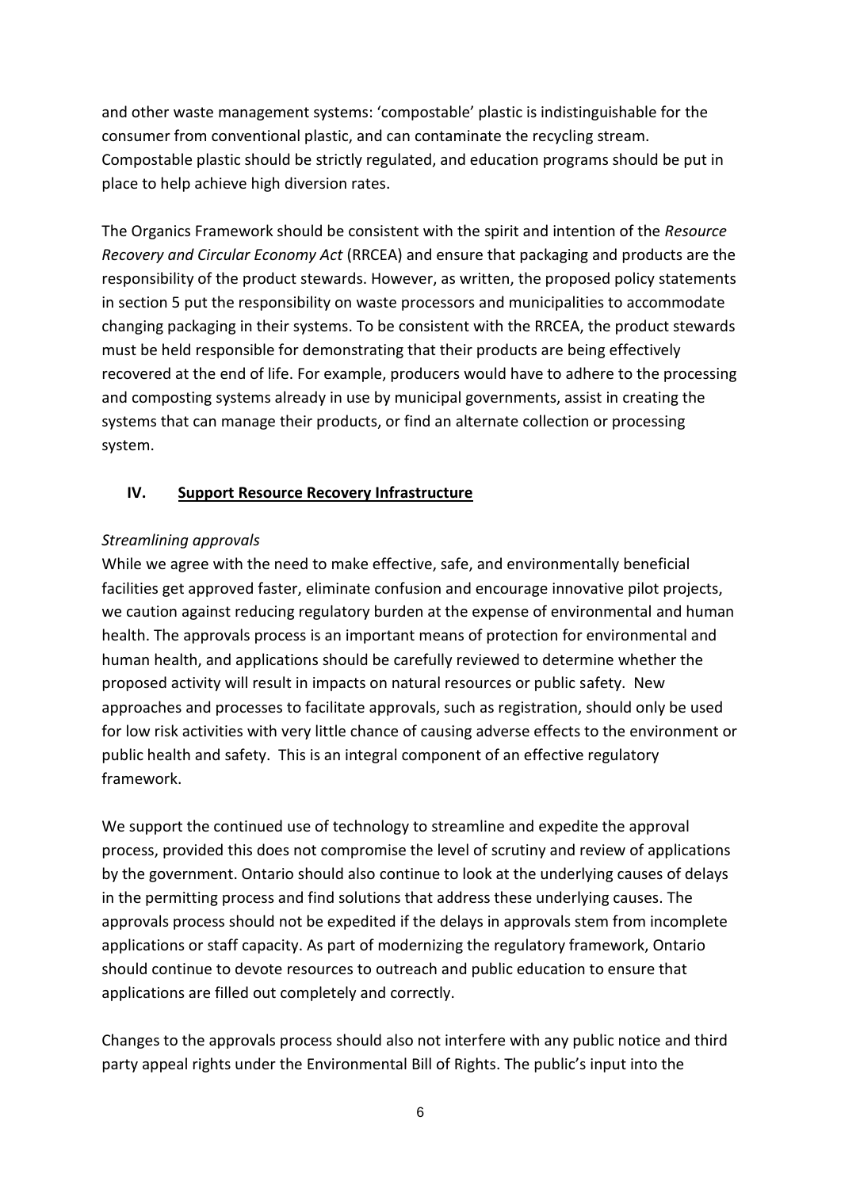and other waste management systems: 'compostable' plastic is indistinguishable for the consumer from conventional plastic, and can contaminate the recycling stream. Compostable plastic should be strictly regulated, and education programs should be put in place to help achieve high diversion rates.

The Organics Framework should be consistent with the spirit and intention of the *Resource Recovery and Circular Economy Act* (RRCEA) and ensure that packaging and products are the responsibility of the product stewards. However, as written, the proposed policy statements in section 5 put the responsibility on waste processors and municipalities to accommodate changing packaging in their systems. To be consistent with the RRCEA, the product stewards must be held responsible for demonstrating that their products are being effectively recovered at the end of life. For example, producers would have to adhere to the processing and composting systems already in use by municipal governments, assist in creating the systems that can manage their products, or find an alternate collection or processing system.

## IV. Support Resource Recovery Infrastructure

*Streamlining approvals*

While we agree with the need to make effective, safe, and environmentally beneficial facilities get approved faster, eliminate confusion and encourage innovative pilot projects, we caution against reducing regulatory burden at the expense of environmental and human health. The approvals process is an important means of protection for environmental and human health, and applications should be carefully reviewed to determine whether the proposed activity will result in impacts on natural resources or public safety. New approaches and processes to facilitate approvals, such as registration, should only be used for low risk activities with very little chance of causing adverse effects to the environment or public health and safety. This is an integral component of an effective regulatory framework.

We support the continued use of technology to streamline and expedite the approval process, provided this does not compromise the level of scrutiny and review of applications by the government. Ontario should also continue to look at the underlying causes of delays in the permitting process and find solutions that address these underlying causes. The approvals process should not be expedited if the delays in approvals stem from incomplete applications or staff capacity. As part of modernizing the regulatory framework, Ontario should continue to devote resources to outreach and public education to ensure that applications are filled out completely and correctly.

Changes to the approvals process should also not interfere with any public notice and third party appeal rights under the Environmental Bill of Rights. The public's input into the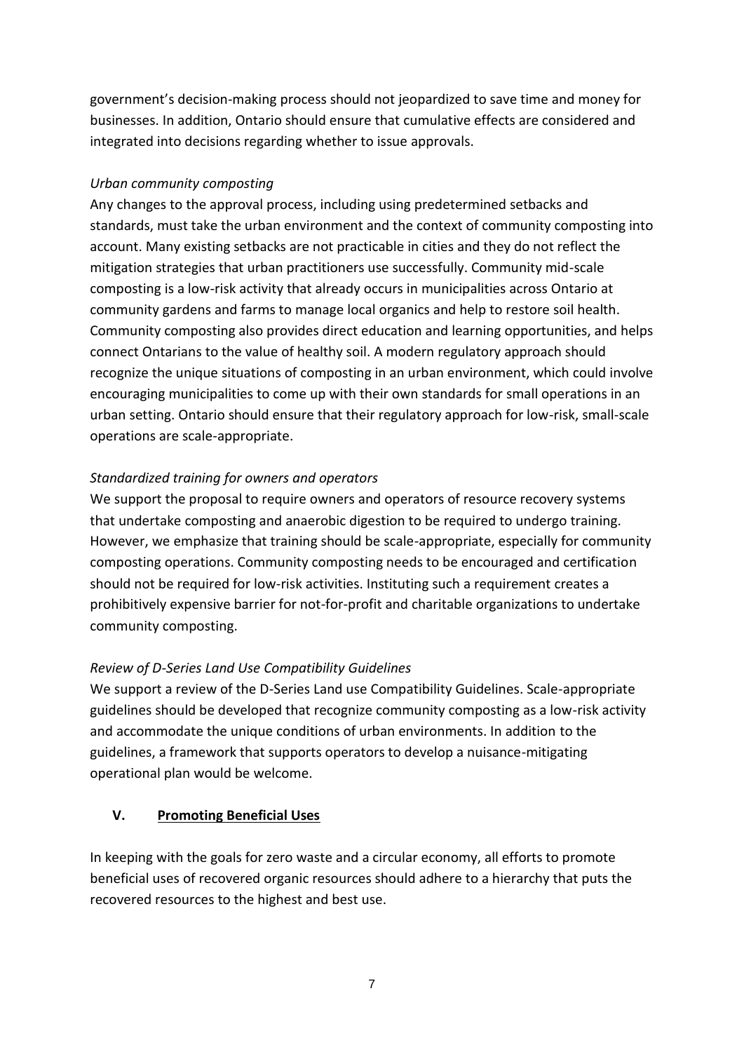government's decision-making process should not jeopardized to save time and money for businesses. In addition, Ontario should ensure that cumulative effects are considered and integrated into decisions regarding whether to issue approvals.

*Urban community composting*

Any changes to the approval process, including using predetermined setbacks and standards, must take the urban environment and the context of community composting into account. Many existing setbacks are not practicable in cities and they do not reflect the mitigation strategies that urban practitioners use successfully. Community mid-scale composting is a low-risk activity that already occurs in municipalities across Ontario at community gardens and farms to manage local organics and help to restore soil health. Community composting also provides direct education and learning opportunities, and helps connect Ontarians to the value of healthy soil. A modern regulatory approach should recognize the unique situations of composting in an urban environment, which could involve encouraging municipalities to come up with their own standards for small operations in an urban setting. Ontario should ensure that their regulatory approach for low-risk, small-scale operations are scale-appropriate.

*Standardized training for owners and operators*

We support the proposal to require owners and operators of resource recovery systems that undertake composting and anaerobic digestion to be required to undergo training. However, we emphasize that training should be scale-appropriate, especially for community composting operations. Community composting needs to be encouraged and certification should not be required for low-risk activities. Instituting such a requirement creates a prohibitively expensive barrier for not-for-profit and charitable organizations to undertake community composting.

*Review of D-Series Land Use Compatibility Guidelines*

We support a review of the D-Series Land use Compatibility Guidelines. Scale-appropriate guidelines should be developed that recognize community composting as a low-risk activity and accommodate the unique conditions of urban environments. In addition to the guidelines, a framework that supports operators to develop a nuisance-mitigating operational plan would be welcome.

## V. Promoting Beneficial Uses

In keeping with the goals for zero waste and a circular economy, all efforts to promote beneficial uses of recovered organic resources should adhere to a hierarchy that puts the recovered resources to the highest and best use.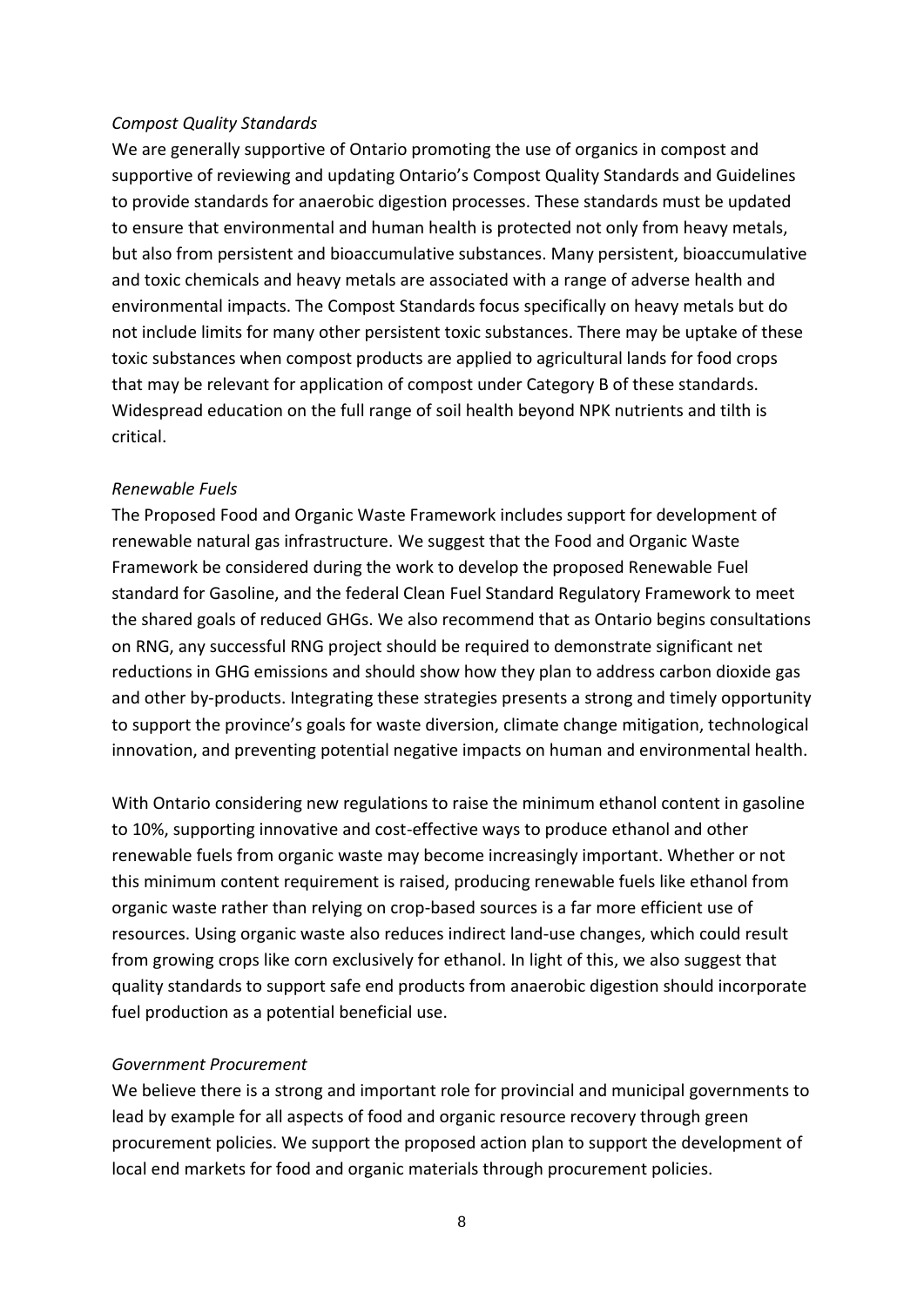*Compost Quality Standards*

We are generally supportive of Ontario promoting the use of organics in compost and supportive of reviewing and updating Ontario's Compost Quality Standards and Guidelines to provide standards for anaerobic digestion processes. These standards must be updated to ensure that environmental and human health is protected not only from heavy metals, but also from persistent and bioaccumulative substances. Many persistent, bioaccumulative and toxic chemicals and heavy metals are associated with a range of adverse health and environmental impacts. The Compost Standards focus specifically on heavy metals but do not include limits for many other persistent toxic substances. There may be uptake of these toxic substances when compost products are applied to agricultural lands for food crops that may be relevant for application of compost under Category B of these standards. Widespread education on the full range of soil health beyond NPK nutrients and tilth is critical.

*Renewable Fuels*

The Proposed Food and Organic Waste Framework includes support for development of renewable natural gas infrastructure. We suggest that the Food and Organic Waste Framework be considered during the work to develop the proposed Renewable Fuel standard for Gasoline, and the federal Clean Fuel Standard Regulatory Framework to meet the shared goals of reduced GHGs. We also recommend that as Ontario begins consultations on RNG, any successful RNG project should be required to demonstrate significant net reductions in GHG emissions and should show how they plan to address carbon dioxide gas and other by-products. Integrating these strategies presents a strong and timely opportunity to support the province's goals for waste diversion, climate change mitigation, technological innovation, and preventing potential negative impacts on human and environmental health.

With Ontario considering new regulations to raise the minimum ethanol content in gasoline to 10%, supporting innovative and cost-effective ways to produce ethanol and other renewable fuels from organic waste may become increasingly important. Whether or not this minimum content requirement is raised, producing renewable fuels like ethanol from organic waste rather than relying on crop-based sources is a far more efficient use of resources. Using organic waste also reduces indirect land-use changes, which could result from growing crops like corn exclusively for ethanol. In light of this, we also suggest that quality standards to support safe end products from anaerobic digestion should incorporate fuel production as a potential beneficial use.

*Government Procurement*

We believe there is a strong and important role for provincial and municipal governments to lead by example for all aspects of food and organic resource recovery through green procurement policies. We support the proposed action plan to support the development of local end markets for food and organic materials through procurement policies.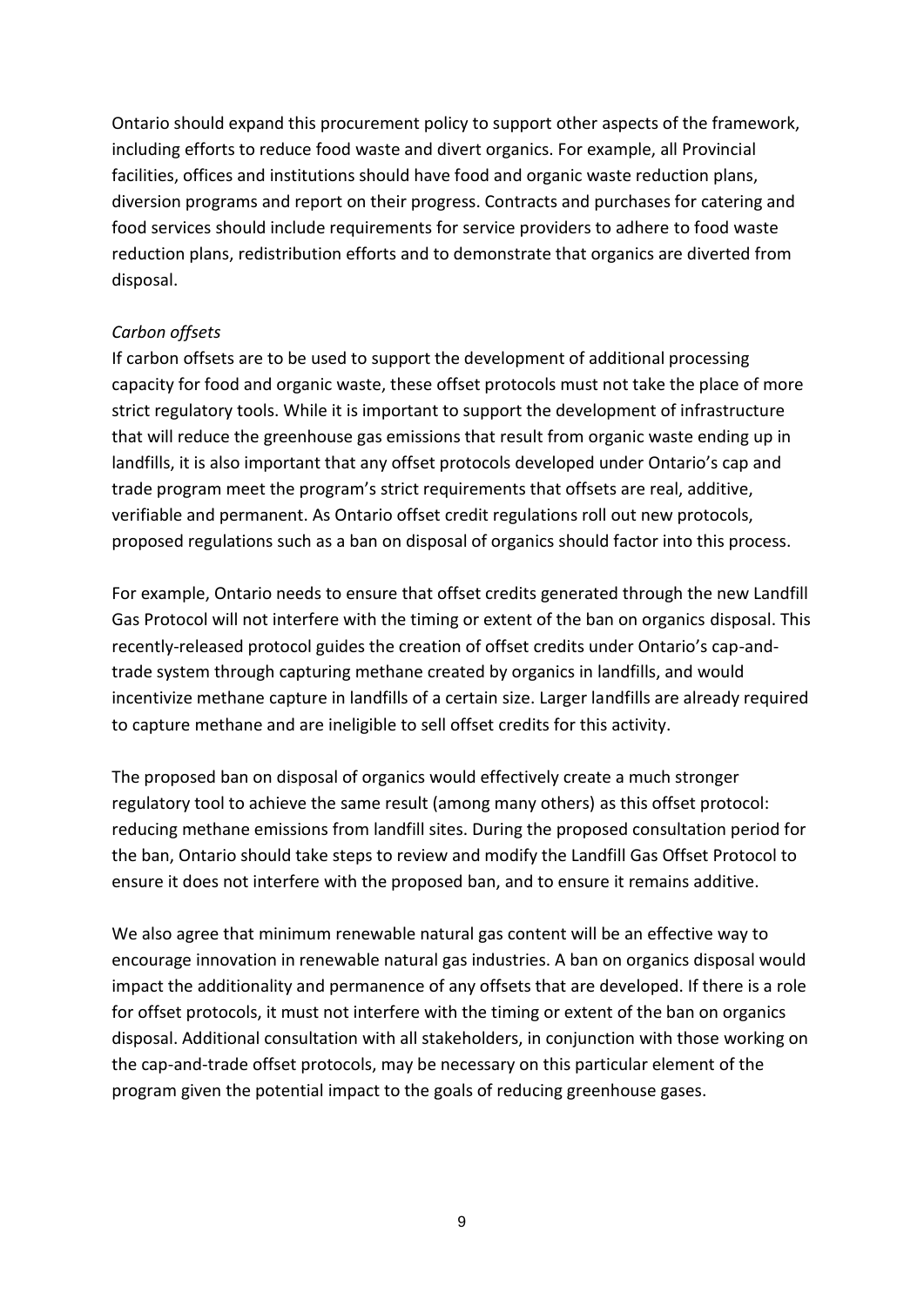Ontario should expand this procurement policy to support other aspects of the framework, including efforts to reduce food waste and divert organics. For example, all Provincial facilities, offices and institutions should have food and organic waste reduction plans, diversion programs and report on their progress. Contracts and purchases for catering and food services should include requirements for service providers to adhere to food waste reduction plans, redistribution efforts and to demonstrate that organics are diverted from disposal.

*Carbon offsets*

If carbon offsets are to be used to support the development of additional processing capacity for food and organic waste, these offset protocols must not take the place of more strict regulatory tools. While it is important to support the development of infrastructure that will reduce the greenhouse gas emissions that result from organic waste ending up in landfills, it is also important that any offset protocols developed under Ontario's cap and trade program meet the program's strict requirements that offsets are real, additive, verifiable and permanent. As Ontario offset credit regulations roll out new protocols, proposed regulations such as a ban on disposal of organics should factor into this process.

For example, Ontario needs to ensure that offset credits generated through the new Landfill Gas Protocol will not interfere with the timing or extent of the ban on organics disposal. This recently-released protocol guides the creation of offset credits under Ontario's cap-and-trade system through capturing methane created by organics in landfills, and would incentivize methane capture in landfills of a certain size. Larger landfills are already required to capture methane and are ineligible to sell offset credits for this activity.

The proposed ban on disposal of organics would effectively create a much stronger regulatory tool to achieve the same result (among many others) as this offset protocol: reducing methane emissions from landfill sites. During the proposed consultation period for the ban, Ontario should take steps to review and modify the Landfill Gas Offset Protocol to ensure it does not interfere with the proposed ban, and to ensure it remains additive.

We also agree that minimum renewable natural gas content will be an effective way to encourage innovation in renewable natural gas industries. A ban on organics disposal would impact the additionality and permanence of any offsets that are developed. If there is a role for offset protocols, it must not interfere with the timing or extent of the ban on organics disposal. Additional consultation with all stakeholders, in conjunction with those working on the cap-and-trade offset protocols, may be necessary on this particular element of the program given the potential impact to the goals of reducing greenhouse gases.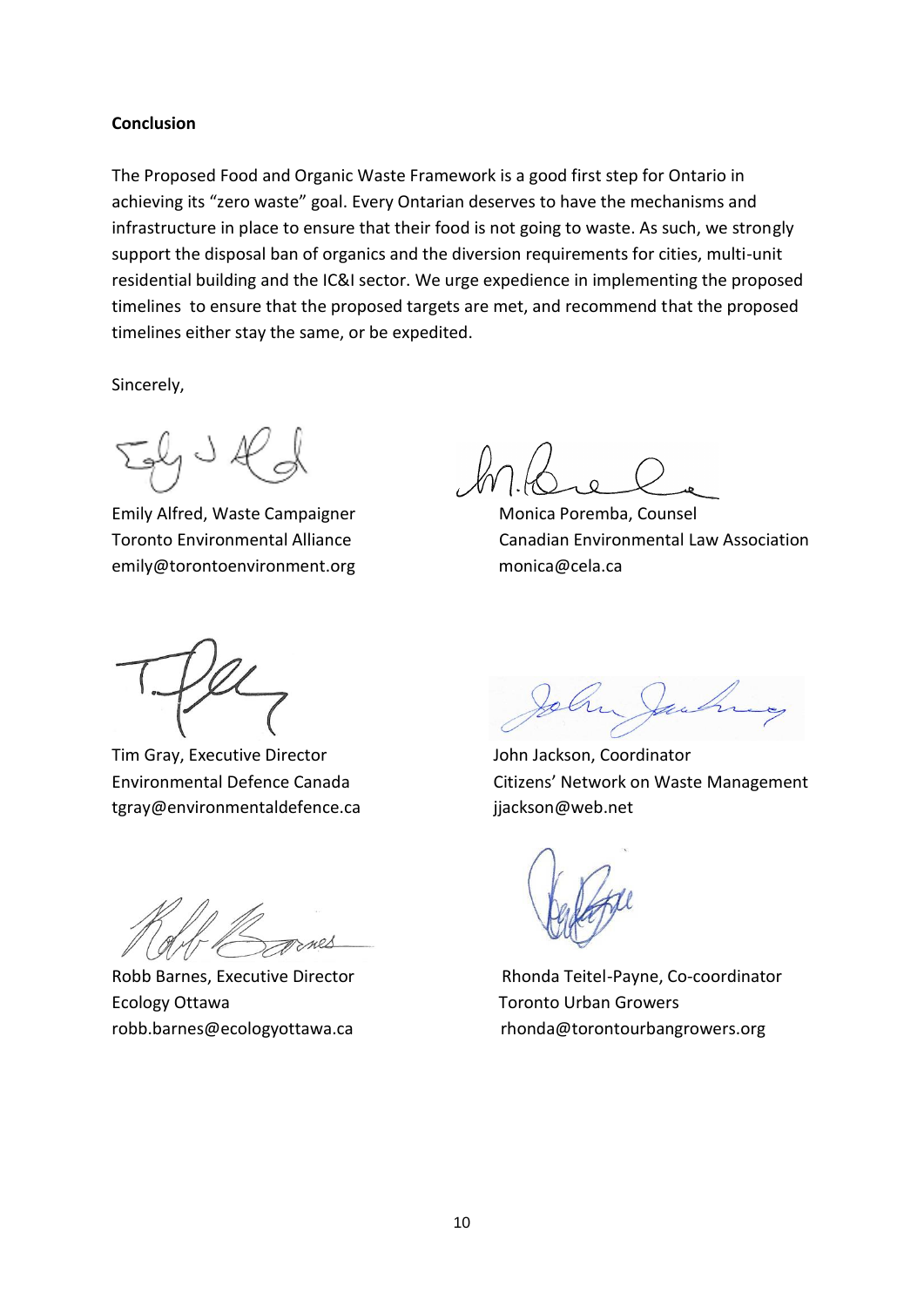**Conclusion**

The Proposed Food and Organic Waste Framework is a good first step for Ontario in achieving its "zero waste" goal. Every Ontarian deserves to have the mechanisms and infrastructure in place to ensure that their food is not going to waste. As such, we strongly support the disposal ban of organics and the diversion requirements for cities, multi-unit residential building and the IC&I sector. We urge expedience in implementing the proposed timelines to ensure that the proposed targets are met, and recommend that the proposed timelines either stay the same, or be expedited.

Sincerely,

Emily Alfred, Waste Campaigner
Toronto Environmental Alliance
emily@torontoenvironment.org

Monica Poremba, Counsel
Canadian Environmental Law Association
monica@cela.ca

Tim Gray, Executive Director
Environmental Defence Canada
tgray@environmentaldefence.ca

John Jackson, Coordinator
Citizens' Network on Waste Management
jjackson@web.net

Robb Barnes, Executive Director
Ecology Ottawa
robb.barnes@ecologyottawa.ca

Rhonda Teitel-Payne, Co-coordinator
Toronto Urban Growers
rhonda@torontourbangrowers.org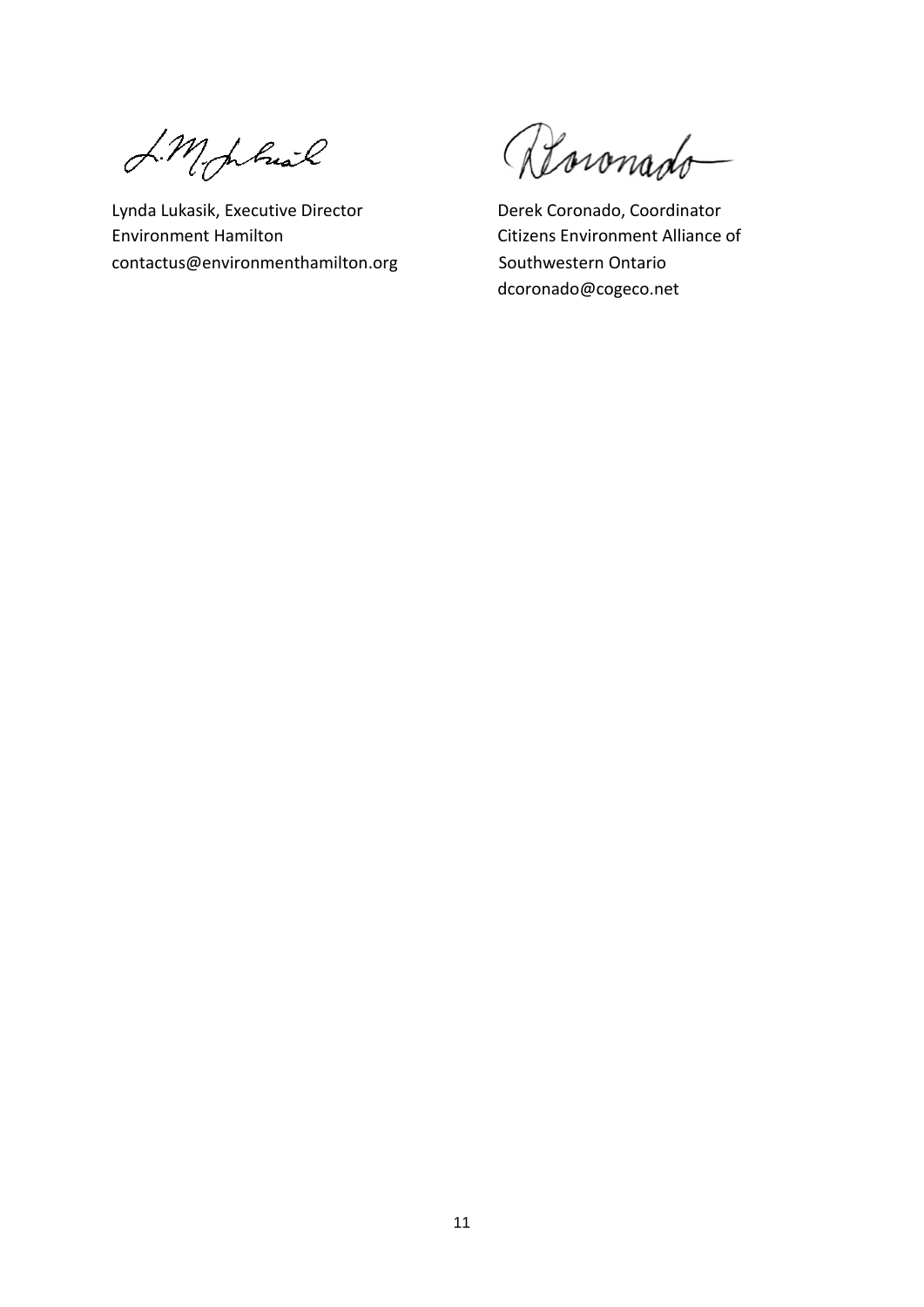Lynda Lukasik, Executive Director
Environment Hamilton
contactus@environmenthamilton.org

Derek Coronado, Coordinator
Citizens Environment Alliance of Southwestern Ontario
dcoronado@cogeco.net